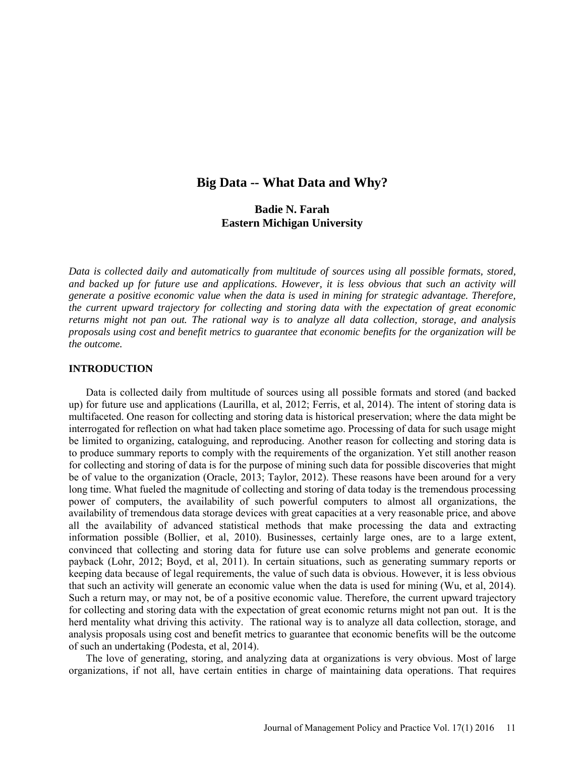# Big Data -- What Data and Why?

**Badie N. Farah**
**Eastern Michigan University**

*Data is collected daily and automatically from multitude of sources using all possible formats, stored, and backed up for future use and applications. However, it is less obvious that such an activity will generate a positive economic value when the data is used in mining for strategic advantage. Therefore, the current upward trajectory for collecting and storing data with the expectation of great economic returns might not pan out. The rational way is to analyze all data collection, storage, and analysis proposals using cost and benefit metrics to guarantee that economic benefits for the organization will be the outcome.*

## INTRODUCTION

Data is collected daily from multitude of sources using all possible formats and stored (and backed up) for future use and applications (Laurilla, et al, 2012; Ferris, et al, 2014). The intent of storing data is multifaceted. One reason for collecting and storing data is historical preservation; where the data might be interrogated for reflection on what had taken place sometime ago. Processing of data for such usage might be limited to organizing, cataloguing, and reproducing. Another reason for collecting and storing data is to produce summary reports to comply with the requirements of the organization. Yet still another reason for collecting and storing of data is for the purpose of mining such data for possible discoveries that might be of value to the organization (Oracle, 2013; Taylor, 2012). These reasons have been around for a very long time. What fueled the magnitude of collecting and storing of data today is the tremendous processing power of computers, the availability of such powerful computers to almost all organizations, the availability of tremendous data storage devices with great capacities at a very reasonable price, and above all the availability of advanced statistical methods that make processing the data and extracting information possible (Bollier, et al, 2010). Businesses, certainly large ones, are to a large extent, convinced that collecting and storing data for future use can solve problems and generate economic payback (Lohr, 2012; Boyd, et al, 2011). In certain situations, such as generating summary reports or keeping data because of legal requirements, the value of such data is obvious. However, it is less obvious that such an activity will generate an economic value when the data is used for mining (Wu, et al, 2014). Such a return may, or may not, be of a positive economic value. Therefore, the current upward trajectory for collecting and storing data with the expectation of great economic returns might not pan out. It is the herd mentality what driving this activity. The rational way is to analyze all data collection, storage, and analysis proposals using cost and benefit metrics to guarantee that economic benefits will be the outcome of such an undertaking (Podesta, et al, 2014).

The love of generating, storing, and analyzing data at organizations is very obvious. Most of large organizations, if not all, have certain entities in charge of maintaining data operations. That requires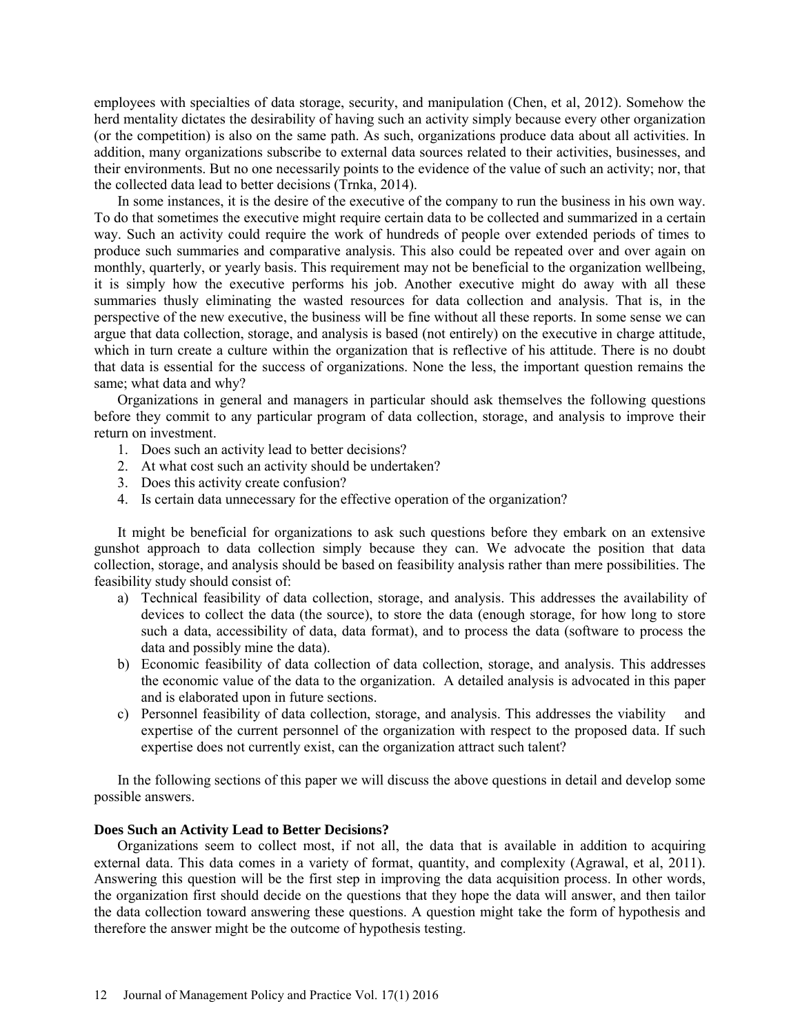employees with specialties of data storage, security, and manipulation (Chen, et al, 2012). Somehow the herd mentality dictates the desirability of having such an activity simply because every other organization (or the competition) is also on the same path. As such, organizations produce data about all activities. In addition, many organizations subscribe to external data sources related to their activities, businesses, and their environments. But no one necessarily points to the evidence of the value of such an activity; nor, that the collected data lead to better decisions (Trnka, 2014).

In some instances, it is the desire of the executive of the company to run the business in his own way. To do that sometimes the executive might require certain data to be collected and summarized in a certain way. Such an activity could require the work of hundreds of people over extended periods of times to produce such summaries and comparative analysis. This also could be repeated over and over again on monthly, quarterly, or yearly basis. This requirement may not be beneficial to the organization wellbeing, it is simply how the executive performs his job. Another executive might do away with all these summaries thusly eliminating the wasted resources for data collection and analysis. That is, in the perspective of the new executive, the business will be fine without all these reports. In some sense we can argue that data collection, storage, and analysis is based (not entirely) on the executive in charge attitude, which in turn create a culture within the organization that is reflective of his attitude. There is no doubt that data is essential for the success of organizations. None the less, the important question remains the same; what data and why?

Organizations in general and managers in particular should ask themselves the following questions before they commit to any particular program of data collection, storage, and analysis to improve their return on investment.

1. Does such an activity lead to better decisions?
2. At what cost such an activity should be undertaken?
3. Does this activity create confusion?
4. Is certain data unnecessary for the effective operation of the organization?

It might be beneficial for organizations to ask such questions before they embark on an extensive gunshot approach to data collection simply because they can. We advocate the position that data collection, storage, and analysis should be based on feasibility analysis rather than mere possibilities. The feasibility study should consist of:

a) Technical feasibility of data collection, storage, and analysis. This addresses the availability of devices to collect the data (the source), to store the data (enough storage, for how long to store such a data, accessibility of data, data format), and to process the data (software to process the data and possibly mine the data).
b) Economic feasibility of data collection of data collection, storage, and analysis. This addresses the economic value of the data to the organization. A detailed analysis is advocated in this paper and is elaborated upon in future sections.
c) Personnel feasibility of data collection, storage, and analysis. This addresses the viability and expertise of the current personnel of the organization with respect to the proposed data. If such expertise does not currently exist, can the organization attract such talent?

In the following sections of this paper we will discuss the above questions in detail and develop some possible answers.

**Does Such an Activity Lead to Better Decisions?**

Organizations seem to collect most, if not all, the data that is available in addition to acquiring external data. This data comes in a variety of format, quantity, and complexity (Agrawal, et al, 2011). Answering this question will be the first step in improving the data acquisition process. In other words, the organization first should decide on the questions that they hope the data will answer, and then tailor the data collection toward answering these questions. A question might take the form of hypothesis and therefore the answer might be the outcome of hypothesis testing.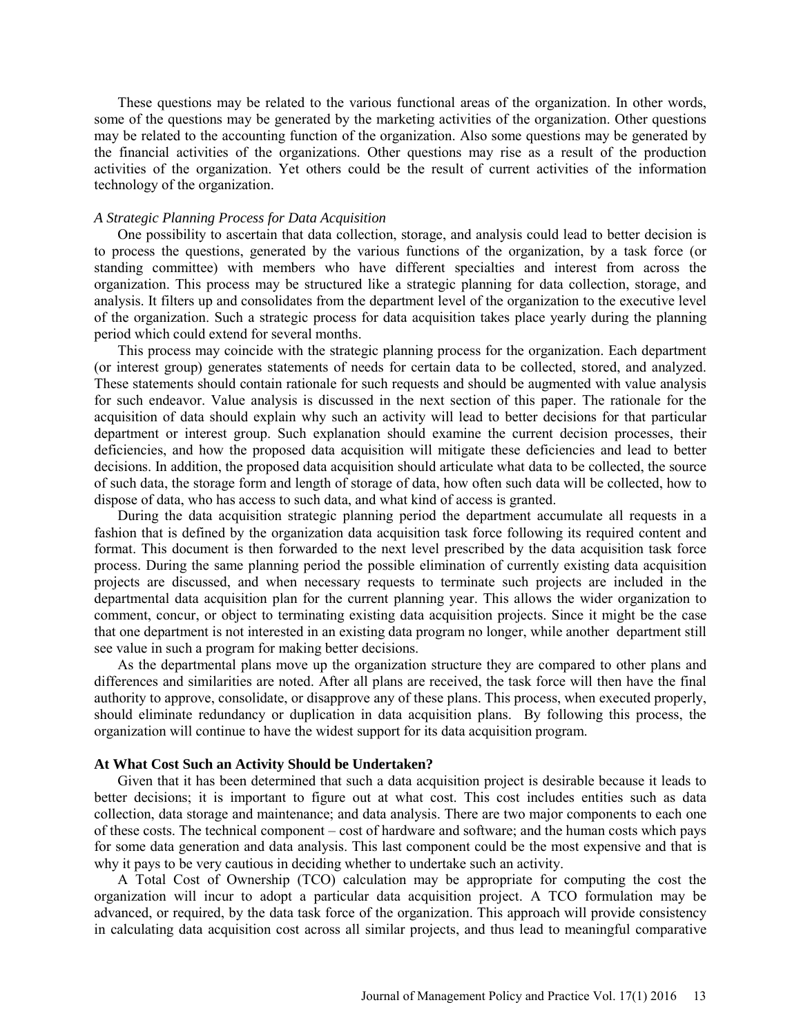These questions may be related to the various functional areas of the organization. In other words, some of the questions may be generated by the marketing activities of the organization. Other questions may be related to the accounting function of the organization. Also some questions may be generated by the financial activities of the organizations. Other questions may rise as a result of the production activities of the organization. Yet others could be the result of current activities of the information technology of the organization.

*A Strategic Planning Process for Data Acquisition*

One possibility to ascertain that data collection, storage, and analysis could lead to better decision is to process the questions, generated by the various functions of the organization, by a task force (or standing committee) with members who have different specialties and interest from across the organization. This process may be structured like a strategic planning for data collection, storage, and analysis. It filters up and consolidates from the department level of the organization to the executive level of the organization. Such a strategic process for data acquisition takes place yearly during the planning period which could extend for several months.

This process may coincide with the strategic planning process for the organization. Each department (or interest group) generates statements of needs for certain data to be collected, stored, and analyzed. These statements should contain rationale for such requests and should be augmented with value analysis for such endeavor. Value analysis is discussed in the next section of this paper. The rationale for the acquisition of data should explain why such an activity will lead to better decisions for that particular department or interest group. Such explanation should examine the current decision processes, their deficiencies, and how the proposed data acquisition will mitigate these deficiencies and lead to better decisions. In addition, the proposed data acquisition should articulate what data to be collected, the source of such data, the storage form and length of storage of data, how often such data will be collected, how to dispose of data, who has access to such data, and what kind of access is granted.

During the data acquisition strategic planning period the department accumulate all requests in a fashion that is defined by the organization data acquisition task force following its required content and format. This document is then forwarded to the next level prescribed by the data acquisition task force process. During the same planning period the possible elimination of currently existing data acquisition projects are discussed, and when necessary requests to terminate such projects are included in the departmental data acquisition plan for the current planning year. This allows the wider organization to comment, concur, or object to terminating existing data acquisition projects. Since it might be the case that one department is not interested in an existing data program no longer, while another department still see value in such a program for making better decisions.

As the departmental plans move up the organization structure they are compared to other plans and differences and similarities are noted. After all plans are received, the task force will then have the final authority to approve, consolidate, or disapprove any of these plans. This process, when executed properly, should eliminate redundancy or duplication in data acquisition plans. By following this process, the organization will continue to have the widest support for its data acquisition program.

## At What Cost Such an Activity Should be Undertaken?

Given that it has been determined that such a data acquisition project is desirable because it leads to better decisions; it is important to figure out at what cost. This cost includes entities such as data collection, data storage and maintenance; and data analysis. There are two major components to each one of these costs. The technical component – cost of hardware and software; and the human costs which pays for some data generation and data analysis. This last component could be the most expensive and that is why it pays to be very cautious in deciding whether to undertake such an activity.

A Total Cost of Ownership (TCO) calculation may be appropriate for computing the cost the organization will incur to adopt a particular data acquisition project. A TCO formulation may be advanced, or required, by the data task force of the organization. This approach will provide consistency in calculating data acquisition cost across all similar projects, and thus lead to meaningful comparative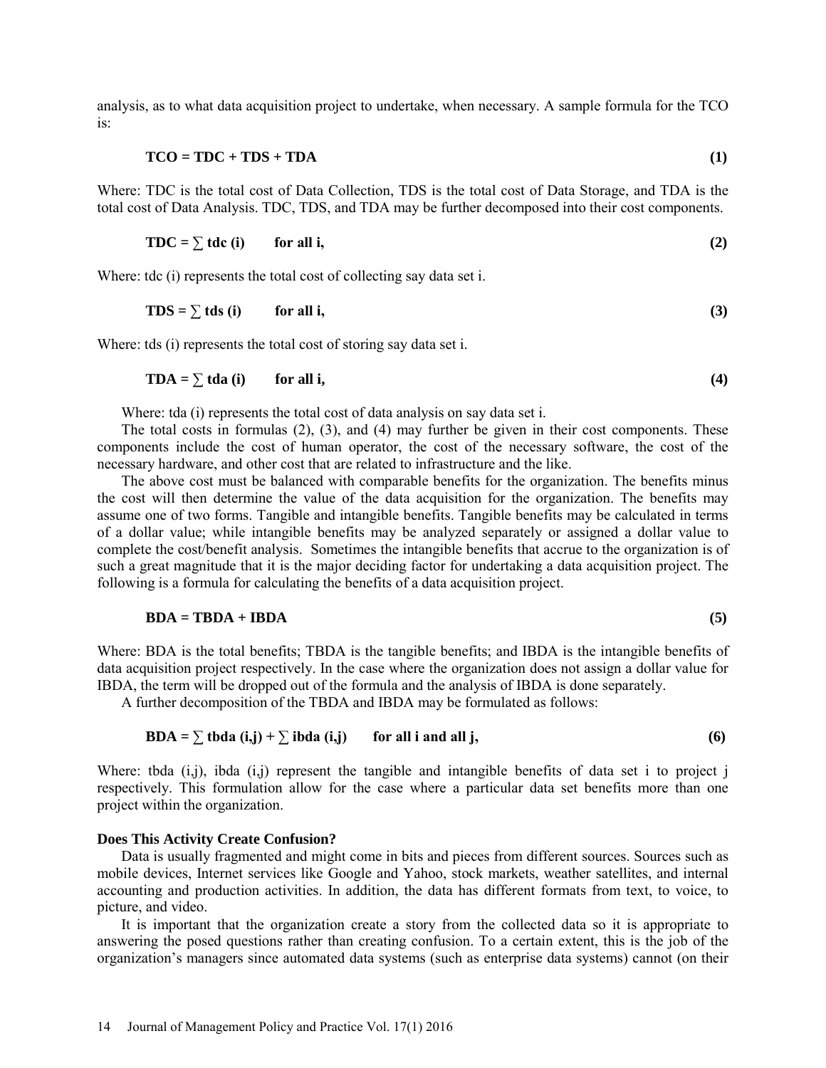analysis, as to what data acquisition project to undertake, when necessary. A sample formula for the TCO is:

$$\mathbf{TCO = TDC + TDS + TDA} \qquad (1)$$

Where: TDC is the total cost of Data Collection, TDS is the total cost of Data Storage, and TDA is the total cost of Data Analysis. TDC, TDS, and TDA may be further decomposed into their cost components.

$$\mathbf{TDC = \sum tdc\ (i) \qquad for\ all\ i,} \qquad (2)$$

Where: tdc (i) represents the total cost of collecting say data set i.

$$\mathbf{TDS = \sum tds\ (i) \qquad for\ all\ i,} \qquad (3)$$

Where: tds (i) represents the total cost of storing say data set i.

$$\mathbf{TDA = \sum tda\ (i) \qquad for\ all\ i,} \qquad (4)$$

Where: tda (i) represents the total cost of data analysis on say data set i.

The total costs in formulas (2), (3), and (4) may further be given in their cost components. These components include the cost of human operator, the cost of the necessary software, the cost of the necessary hardware, and other cost that are related to infrastructure and the like.

The above cost must be balanced with comparable benefits for the organization. The benefits minus the cost will then determine the value of the data acquisition for the organization. The benefits may assume one of two forms. Tangible and intangible benefits. Tangible benefits may be calculated in terms of a dollar value; while intangible benefits may be analyzed separately or assigned a dollar value to complete the cost/benefit analysis. Sometimes the intangible benefits that accrue to the organization is of such a great magnitude that it is the major deciding factor for undertaking a data acquisition project. The following is a formula for calculating the benefits of a data acquisition project.

$$\mathbf{BDA = TBDA + IBDA} \qquad (5)$$

Where: BDA is the total benefits; TBDA is the tangible benefits; and IBDA is the intangible benefits of data acquisition project respectively. In the case where the organization does not assign a dollar value for IBDA, the term will be dropped out of the formula and the analysis of IBDA is done separately.

A further decomposition of the TBDA and IBDA may be formulated as follows:

$$\mathbf{BDA = \sum tbda\ (i,j) + \sum ibda\ (i,j) \qquad for\ all\ i\ and\ all\ j,} \qquad (6)$$

Where: tbda (i,j), ibda (i,j) represent the tangible and intangible benefits of data set i to project j respectively. This formulation allow for the case where a particular data set benefits more than one project within the organization.

**Does This Activity Create Confusion?**

Data is usually fragmented and might come in bits and pieces from different sources. Sources such as mobile devices, Internet services like Google and Yahoo, stock markets, weather satellites, and internal accounting and production activities. In addition, the data has different formats from text, to voice, to picture, and video.

It is important that the organization create a story from the collected data so it is appropriate to answering the posed questions rather than creating confusion. To a certain extent, this is the job of the organization's managers since automated data systems (such as enterprise data systems) cannot (on their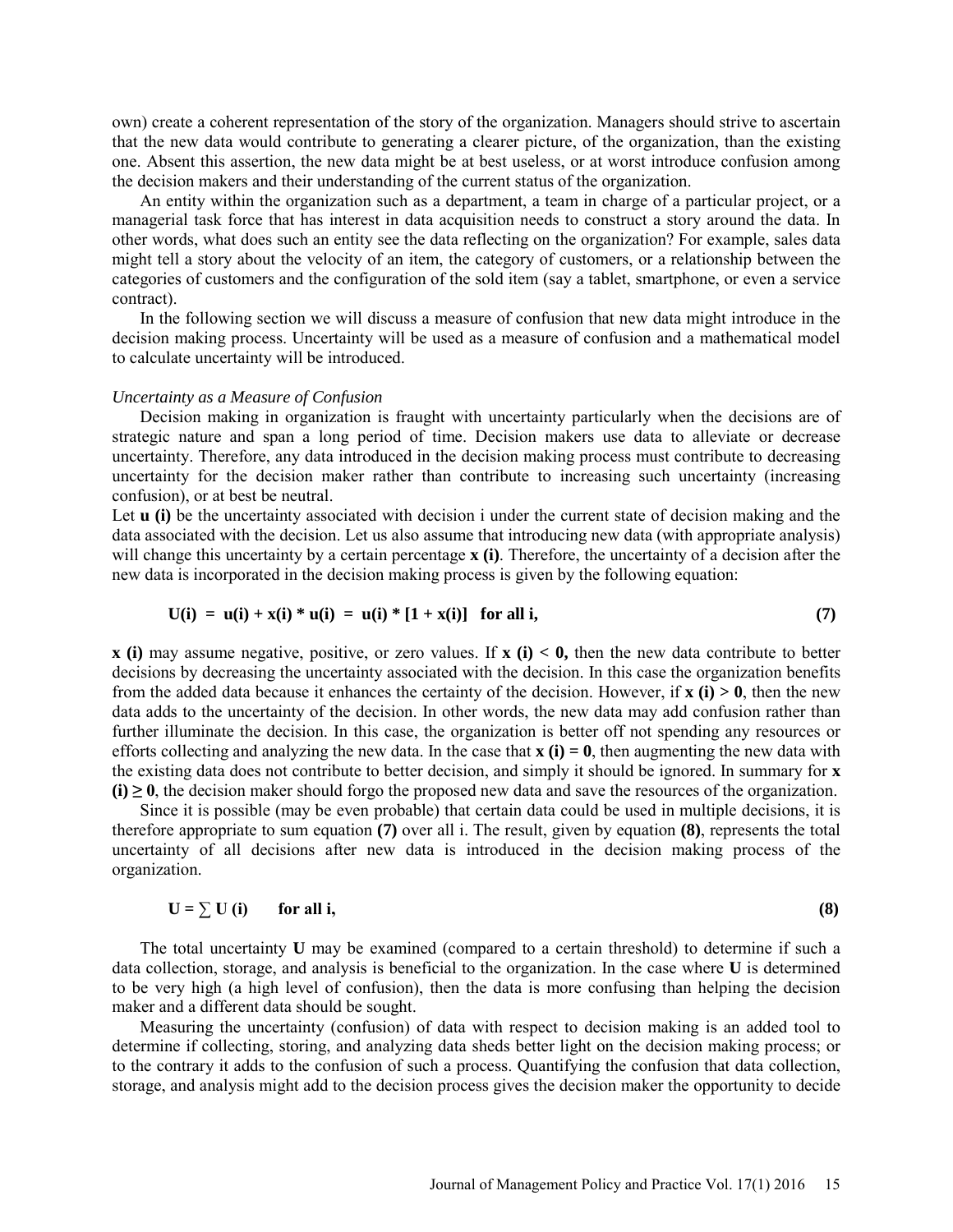own) create a coherent representation of the story of the organization. Managers should strive to ascertain that the new data would contribute to generating a clearer picture, of the organization, than the existing one. Absent this assertion, the new data might be at best useless, or at worst introduce confusion among the decision makers and their understanding of the current status of the organization.

An entity within the organization such as a department, a team in charge of a particular project, or a managerial task force that has interest in data acquisition needs to construct a story around the data. In other words, what does such an entity see the data reflecting on the organization? For example, sales data might tell a story about the velocity of an item, the category of customers, or a relationship between the categories of customers and the configuration of the sold item (say a tablet, smartphone, or even a service contract).

In the following section we will discuss a measure of confusion that new data might introduce in the decision making process. Uncertainty will be used as a measure of confusion and a mathematical model to calculate uncertainty will be introduced.

*Uncertainty as a Measure of Confusion*

Decision making in organization is fraught with uncertainty particularly when the decisions are of strategic nature and span a long period of time. Decision makers use data to alleviate or decrease uncertainty. Therefore, any data introduced in the decision making process must contribute to decreasing uncertainty for the decision maker rather than contribute to increasing such uncertainty (increasing confusion), or at best be neutral.

Let $\mathbf{u(i)}$ be the uncertainty associated with decision i under the current state of decision making and the data associated with the decision. Let us also assume that introducing new data (with appropriate analysis) will change this uncertainty by a certain percentage $\mathbf{x(i)}$. Therefore, the uncertainty of a decision after the new data is incorporated in the decision making process is given by the following equation:

$$\mathbf{U(i) = u(i) + x(i) * u(i) = u(i) * [1 + x(i)] \quad \text{for all i,}} \tag{7}$$

$\mathbf{x(i)}$ may assume negative, positive, or zero values. If $\mathbf{x(i) < 0}$, then the new data contribute to better decisions by decreasing the uncertainty associated with the decision. In this case the organization benefits from the added data because it enhances the certainty of the decision. However, if $\mathbf{x(i) > 0}$, then the new data adds to the uncertainty of the decision. In other words, the new data may add confusion rather than further illuminate the decision. In this case, the organization is better off not spending any resources or efforts collecting and analyzing the new data. In the case that $\mathbf{x(i) = 0}$, then augmenting the new data with the existing data does not contribute to better decision, and simply it should be ignored. In summary for $\mathbf{x(i) \geq 0}$, the decision maker should forgo the proposed new data and save the resources of the organization.

Since it is possible (may be even probable) that certain data could be used in multiple decisions, it is therefore appropriate to sum equation **(7)** over all i. The result, given by equation **(8)**, represents the total uncertainty of all decisions after new data is introduced in the decision making process of the organization.

$$\mathbf{U = \sum U(i) \quad \text{for all i,}} \tag{8}$$

The total uncertainty **U** may be examined (compared to a certain threshold) to determine if such a data collection, storage, and analysis is beneficial to the organization. In the case where **U** is determined to be very high (a high level of confusion), then the data is more confusing than helping the decision maker and a different data should be sought.

Measuring the uncertainty (confusion) of data with respect to decision making is an added tool to determine if collecting, storing, and analyzing data sheds better light on the decision making process; or to the contrary it adds to the confusion of such a process. Quantifying the confusion that data collection, storage, and analysis might add to the decision process gives the decision maker the opportunity to decide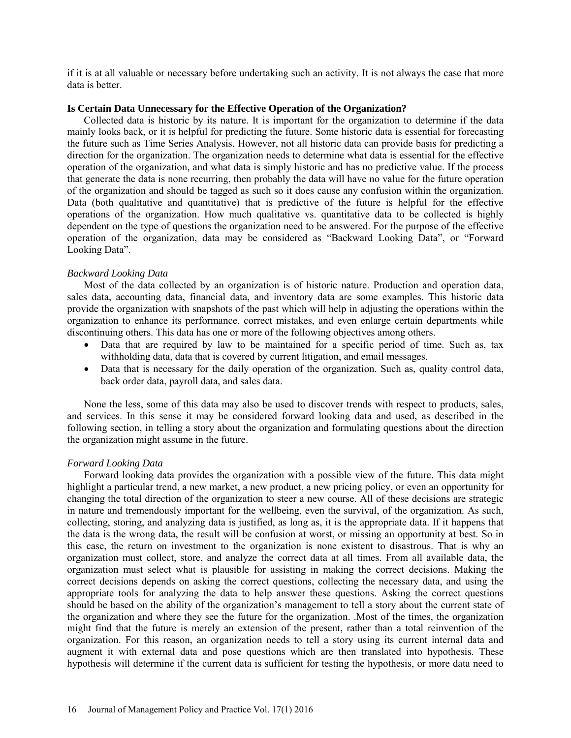if it is at all valuable or necessary before undertaking such an activity. It is not always the case that more data is better.

**Is Certain Data Unnecessary for the Effective Operation of the Organization?**

Collected data is historic by its nature. It is important for the organization to determine if the data mainly looks back, or it is helpful for predicting the future. Some historic data is essential for forecasting the future such as Time Series Analysis. However, not all historic data can provide basis for predicting a direction for the organization. The organization needs to determine what data is essential for the effective operation of the organization, and what data is simply historic and has no predictive value. If the process that generate the data is none recurring, then probably the data will have no value for the future operation of the organization and should be tagged as such so it does cause any confusion within the organization. Data (both qualitative and quantitative) that is predictive of the future is helpful for the effective operations of the organization. How much qualitative vs. quantitative data to be collected is highly dependent on the type of questions the organization need to be answered. For the purpose of the effective operation of the organization, data may be considered as "Backward Looking Data", or "Forward Looking Data".

*Backward Looking Data*

Most of the data collected by an organization is of historic nature. Production and operation data, sales data, accounting data, financial data, and inventory data are some examples. This historic data provide the organization with snapshots of the past which will help in adjusting the operations within the organization to enhance its performance, correct mistakes, and even enlarge certain departments while discontinuing others. This data has one or more of the following objectives among others.

- Data that are required by law to be maintained for a specific period of time. Such as, tax withholding data, data that is covered by current litigation, and email messages.
- Data that is necessary for the daily operation of the organization. Such as, quality control data, back order data, payroll data, and sales data.

None the less, some of this data may also be used to discover trends with respect to products, sales, and services. In this sense it may be considered forward looking data and used, as described in the following section, in telling a story about the organization and formulating questions about the direction the organization might assume in the future.

*Forward Looking Data*

Forward looking data provides the organization with a possible view of the future. This data might highlight a particular trend, a new market, a new product, a new pricing policy, or even an opportunity for changing the total direction of the organization to steer a new course. All of these decisions are strategic in nature and tremendously important for the wellbeing, even the survival, of the organization. As such, collecting, storing, and analyzing data is justified, as long as, it is the appropriate data. If it happens that the data is the wrong data, the result will be confusion at worst, or missing an opportunity at best. So in this case, the return on investment to the organization is none existent to disastrous. That is why an organization must collect, store, and analyze the correct data at all times. From all available data, the organization must select what is plausible for assisting in making the correct decisions. Making the correct decisions depends on asking the correct questions, collecting the necessary data, and using the appropriate tools for analyzing the data to help answer these questions. Asking the correct questions should be based on the ability of the organization's management to tell a story about the current state of the organization and where they see the future for the organization. .Most of the times, the organization might find that the future is merely an extension of the present, rather than a total reinvention of the organization. For this reason, an organization needs to tell a story using its current internal data and augment it with external data and pose questions which are then translated into hypothesis. These hypothesis will determine if the current data is sufficient for testing the hypothesis, or more data need to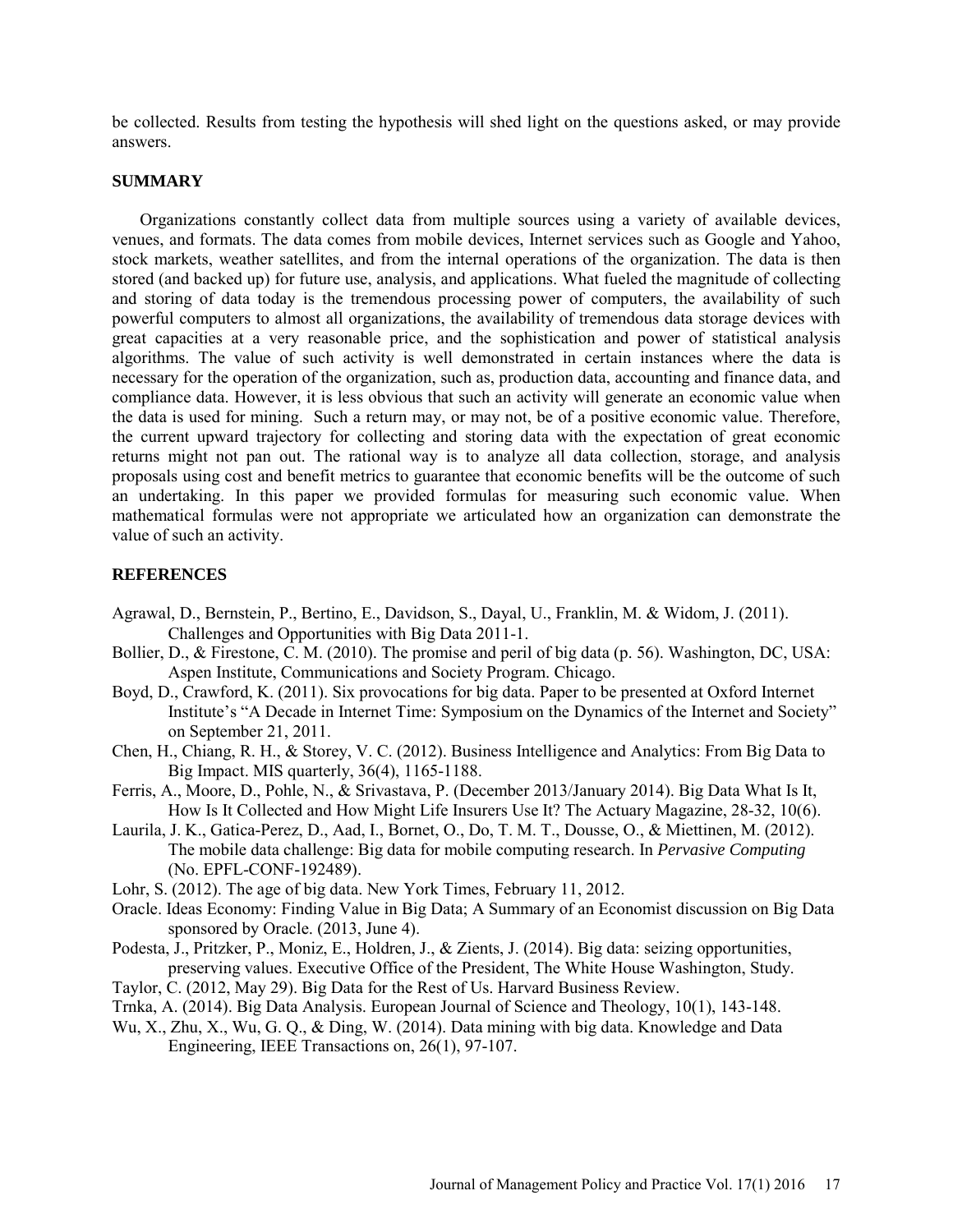be collected. Results from testing the hypothesis will shed light on the questions asked, or may provide answers.

## SUMMARY

Organizations constantly collect data from multiple sources using a variety of available devices, venues, and formats. The data comes from mobile devices, Internet services such as Google and Yahoo, stock markets, weather satellites, and from the internal operations of the organization. The data is then stored (and backed up) for future use, analysis, and applications. What fueled the magnitude of collecting and storing of data today is the tremendous processing power of computers, the availability of such powerful computers to almost all organizations, the availability of tremendous data storage devices with great capacities at a very reasonable price, and the sophistication and power of statistical analysis algorithms. The value of such activity is well demonstrated in certain instances where the data is necessary for the operation of the organization, such as, production data, accounting and finance data, and compliance data. However, it is less obvious that such an activity will generate an economic value when the data is used for mining. Such a return may, or may not, be of a positive economic value. Therefore, the current upward trajectory for collecting and storing data with the expectation of great economic returns might not pan out. The rational way is to analyze all data collection, storage, and analysis proposals using cost and benefit metrics to guarantee that economic benefits will be the outcome of such an undertaking. In this paper we provided formulas for measuring such economic value. When mathematical formulas were not appropriate we articulated how an organization can demonstrate the value of such an activity.

## REFERENCES

Agrawal, D., Bernstein, P., Bertino, E., Davidson, S., Dayal, U., Franklin, M. & Widom, J. (2011). Challenges and Opportunities with Big Data 2011-1.

Bollier, D., & Firestone, C. M. (2010). The promise and peril of big data (p. 56). Washington, DC, USA: Aspen Institute, Communications and Society Program. Chicago.

Boyd, D., Crawford, K. (2011). Six provocations for big data. Paper to be presented at Oxford Internet Institute's "A Decade in Internet Time: Symposium on the Dynamics of the Internet and Society" on September 21, 2011.

Chen, H., Chiang, R. H., & Storey, V. C. (2012). Business Intelligence and Analytics: From Big Data to Big Impact. MIS quarterly, 36(4), 1165-1188.

Ferris, A., Moore, D., Pohle, N., & Srivastava, P. (December 2013/January 2014). Big Data What Is It, How Is It Collected and How Might Life Insurers Use It? The Actuary Magazine, 28-32, 10(6).

Laurila, J. K., Gatica-Perez, D., Aad, I., Bornet, O., Do, T. M. T., Dousse, O., & Miettinen, M. (2012). The mobile data challenge: Big data for mobile computing research. In *Pervasive Computing* (No. EPFL-CONF-192489).

Lohr, S. (2012). The age of big data. New York Times, February 11, 2012.

Oracle. Ideas Economy: Finding Value in Big Data; A Summary of an Economist discussion on Big Data sponsored by Oracle. (2013, June 4).

Podesta, J., Pritzker, P., Moniz, E., Holdren, J., & Zients, J. (2014). Big data: seizing opportunities, preserving values. Executive Office of the President, The White House Washington, Study.

Taylor, C. (2012, May 29). Big Data for the Rest of Us. Harvard Business Review.

Trnka, A. (2014). Big Data Analysis. European Journal of Science and Theology, 10(1), 143-148.

Wu, X., Zhu, X., Wu, G. Q., & Ding, W. (2014). Data mining with big data. Knowledge and Data Engineering, IEEE Transactions on, 26(1), 97-107.